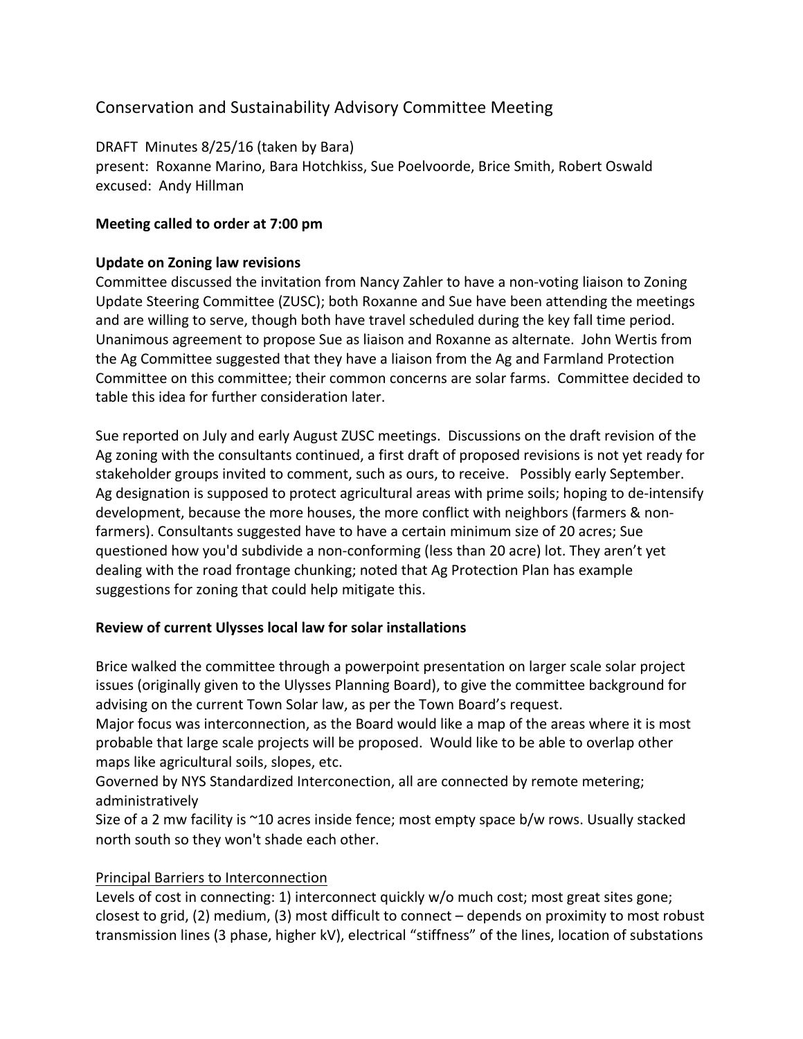# Conservation and Sustainability Advisory Committee Meeting

DRAFT Minutes 8/25/16 (taken by Bara)
present: Roxanne Marino, Bara Hotchkiss, Sue Poelvoorde, Brice Smith, Robert Oswald
excused: Andy Hillman

**Meeting called to order at 7:00 pm**

**Update on Zoning law revisions**

Committee discussed the invitation from Nancy Zahler to have a non-voting liaison to Zoning Update Steering Committee (ZUSC); both Roxanne and Sue have been attending the meetings and are willing to serve, though both have travel scheduled during the key fall time period. Unanimous agreement to propose Sue as liaison and Roxanne as alternate. John Wertis from the Ag Committee suggested that they have a liaison from the Ag and Farmland Protection Committee on this committee; their common concerns are solar farms. Committee decided to table this idea for further consideration later.

Sue reported on July and early August ZUSC meetings. Discussions on the draft revision of the Ag zoning with the consultants continued, a first draft of proposed revisions is not yet ready for stakeholder groups invited to comment, such as ours, to receive. Possibly early September. Ag designation is supposed to protect agricultural areas with prime soils; hoping to de-intensify development, because the more houses, the more conflict with neighbors (farmers & non-farmers). Consultants suggested have to have a certain minimum size of 20 acres; Sue questioned how you'd subdivide a non-conforming (less than 20 acre) lot. They aren't yet dealing with the road frontage chunking; noted that Ag Protection Plan has example suggestions for zoning that could help mitigate this.

**Review of current Ulysses local law for solar installations**

Brice walked the committee through a powerpoint presentation on larger scale solar project issues (originally given to the Ulysses Planning Board), to give the committee background for advising on the current Town Solar law, as per the Town Board's request.
Major focus was interconnection, as the Board would like a map of the areas where it is most probable that large scale projects will be proposed. Would like to be able to overlap other maps like agricultural soils, slopes, etc.
Governed by NYS Standardized Interconection, all are connected by remote metering; administratively
Size of a 2 mw facility is ~10 acres inside fence; most empty space b/w rows. Usually stacked north south so they won't shade each other.

<u>Principal Barriers to Interconnection</u>

Levels of cost in connecting: 1) interconnect quickly w/o much cost; most great sites gone; closest to grid, (2) medium, (3) most difficult to connect – depends on proximity to most robust transmission lines (3 phase, higher kV), electrical "stiffness" of the lines, location of substations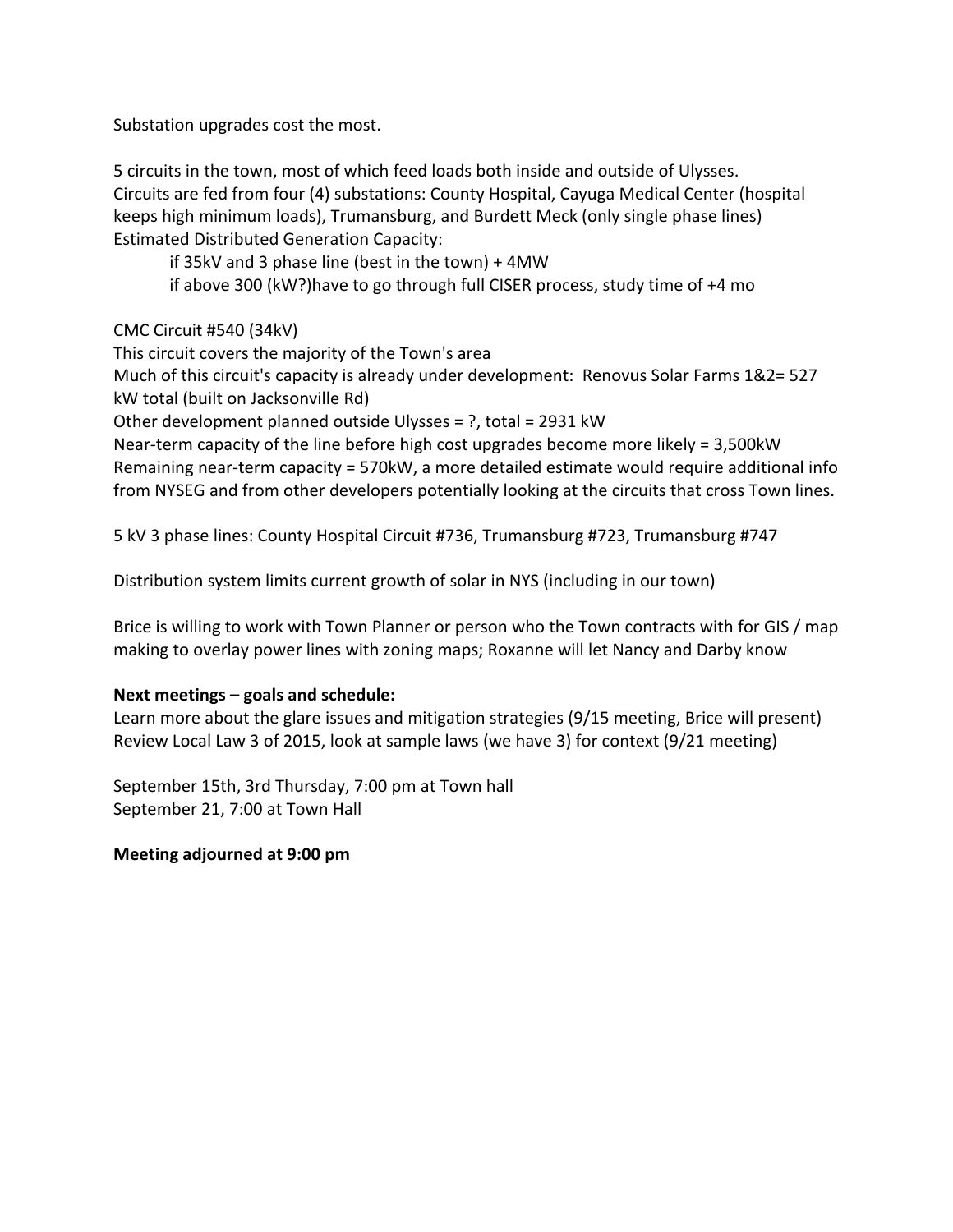Substation upgrades cost the most.

5 circuits in the town, most of which feed loads both inside and outside of Ulysses.
Circuits are fed from four (4) substations: County Hospital, Cayuga Medical Center (hospital keeps high minimum loads), Trumansburg, and Burdett Meck (only single phase lines)
Estimated Distributed Generation Capacity:

> if 35kV and 3 phase line (best in the town) + 4MW
> if above 300 (kW?)have to go through full CISER process, study time of +4 mo

CMC Circuit #540 (34kV)
This circuit covers the majority of the Town's area
Much of this circuit's capacity is already under development: Renovus Solar Farms 1&2= 527 kW total (built on Jacksonville Rd)
Other development planned outside Ulysses = ?, total = 2931 kW
Near-term capacity of the line before high cost upgrades become more likely = 3,500kW
Remaining near-term capacity = 570kW, a more detailed estimate would require additional info from NYSEG and from other developers potentially looking at the circuits that cross Town lines.

5 kV 3 phase lines: County Hospital Circuit #736, Trumansburg #723, Trumansburg #747

Distribution system limits current growth of solar in NYS (including in our town)

Brice is willing to work with Town Planner or person who the Town contracts with for GIS / map making to overlay power lines with zoning maps; Roxanne will let Nancy and Darby know

**Next meetings – goals and schedule:**
Learn more about the glare issues and mitigation strategies (9/15 meeting, Brice will present)
Review Local Law 3 of 2015, look at sample laws (we have 3) for context (9/21 meeting)

September 15th, 3rd Thursday, 7:00 pm at Town hall
September 21, 7:00 at Town Hall

**Meeting adjourned at 9:00 pm**